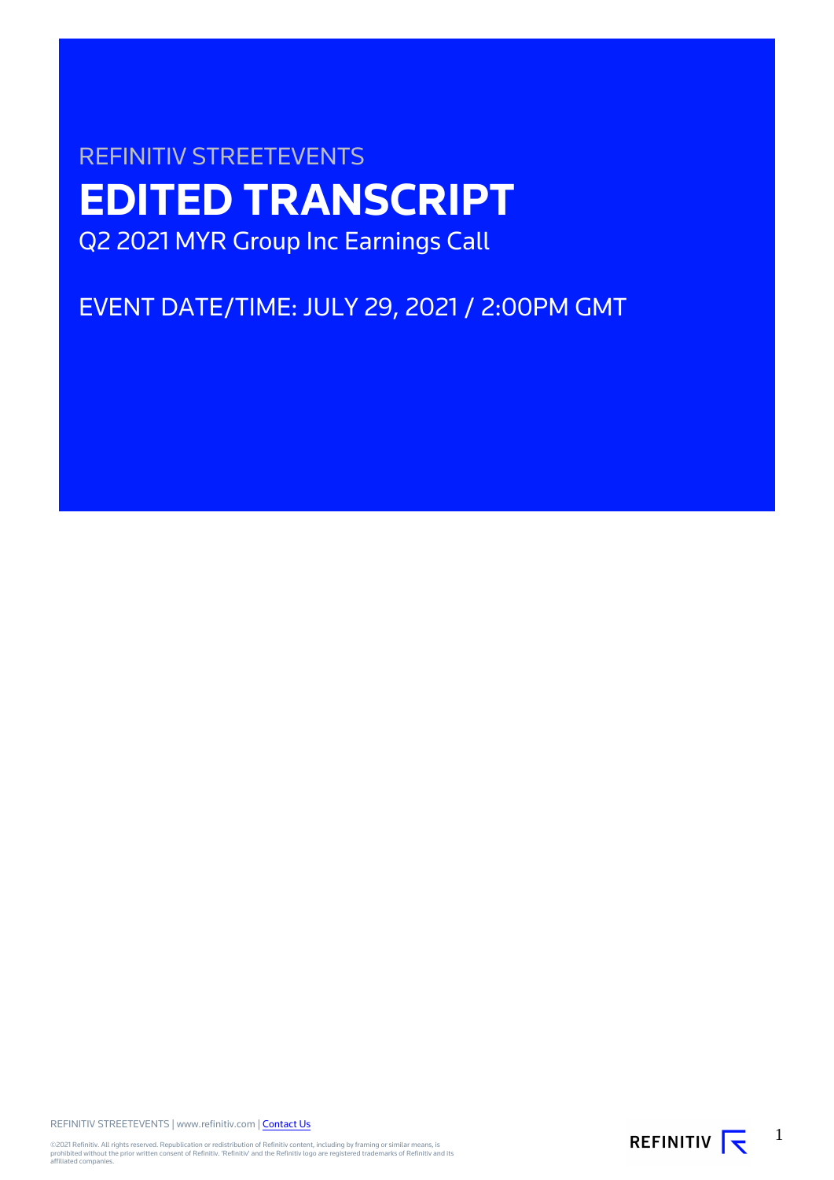REFINITIV STREETEVENTS

# EDITED TRANSCRIPT

Q2 2021 MYR Group Inc Earnings Call

EVENT DATE/TIME: JULY 29, 2021 / 2:00PM GMT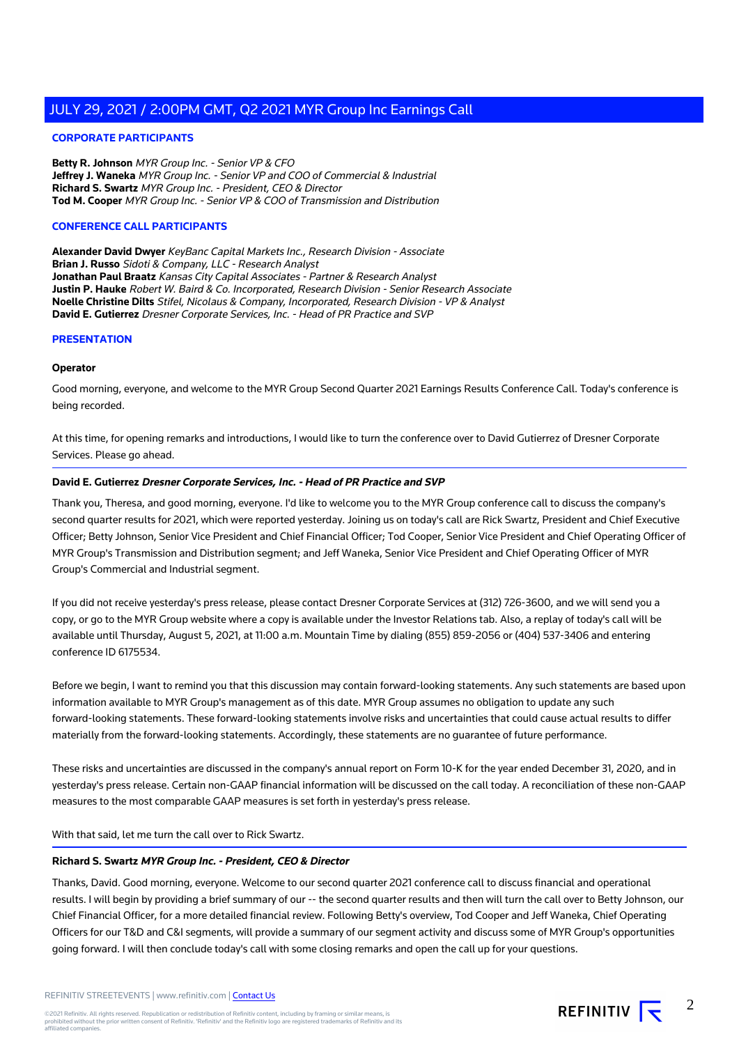## CORPORATE PARTICIPANTS

**Betty R. Johnson** *MYR Group Inc. - Senior VP & CFO*
**Jeffrey J. Waneka** *MYR Group Inc. - Senior VP and COO of Commercial & Industrial*
**Richard S. Swartz** *MYR Group Inc. - President, CEO & Director*
**Tod M. Cooper** *MYR Group Inc. - Senior VP & COO of Transmission and Distribution*

## CONFERENCE CALL PARTICIPANTS

**Alexander David Dwyer** *KeyBanc Capital Markets Inc., Research Division - Associate*
**Brian J. Russo** *Sidoti & Company, LLC - Research Analyst*
**Jonathan Paul Braatz** *Kansas City Capital Associates - Partner & Research Analyst*
**Justin P. Hauke** *Robert W. Baird & Co. Incorporated, Research Division - Senior Research Associate*
**Noelle Christine Dilts** *Stifel, Nicolaus & Company, Incorporated, Research Division - VP & Analyst*
**David E. Gutierrez** *Dresner Corporate Services, Inc. - Head of PR Practice and SVP*

## PRESENTATION

**Operator**

Good morning, everyone, and welcome to the MYR Group Second Quarter 2021 Earnings Results Conference Call. Today's conference is being recorded.

At this time, for opening remarks and introductions, I would like to turn the conference over to David Gutierrez of Dresner Corporate Services. Please go ahead.

**David E. Gutierrez** ***Dresner Corporate Services, Inc. - Head of PR Practice and SVP***

Thank you, Theresa, and good morning, everyone. I'd like to welcome you to the MYR Group conference call to discuss the company's second quarter results for 2021, which were reported yesterday. Joining us on today's call are Rick Swartz, President and Chief Executive Officer; Betty Johnson, Senior Vice President and Chief Financial Officer; Tod Cooper, Senior Vice President and Chief Operating Officer of MYR Group's Transmission and Distribution segment; and Jeff Waneka, Senior Vice President and Chief Operating Officer of MYR Group's Commercial and Industrial segment.

If you did not receive yesterday's press release, please contact Dresner Corporate Services at (312) 726-3600, and we will send you a copy, or go to the MYR Group website where a copy is available under the Investor Relations tab. Also, a replay of today's call will be available until Thursday, August 5, 2021, at 11:00 a.m. Mountain Time by dialing (855) 859-2056 or (404) 537-3406 and entering conference ID 6175534.

Before we begin, I want to remind you that this discussion may contain forward-looking statements. Any such statements are based upon information available to MYR Group's management as of this date. MYR Group assumes no obligation to update any such forward-looking statements. These forward-looking statements involve risks and uncertainties that could cause actual results to differ materially from the forward-looking statements. Accordingly, these statements are no guarantee of future performance.

These risks and uncertainties are discussed in the company's annual report on Form 10-K for the year ended December 31, 2020, and in yesterday's press release. Certain non-GAAP financial information will be discussed on the call today. A reconciliation of these non-GAAP measures to the most comparable GAAP measures is set forth in yesterday's press release.

With that said, let me turn the call over to Rick Swartz.

**Richard S. Swartz** ***MYR Group Inc. - President, CEO & Director***

Thanks, David. Good morning, everyone. Welcome to our second quarter 2021 conference call to discuss financial and operational results. I will begin by providing a brief summary of our -- the second quarter results and then will turn the call over to Betty Johnson, our Chief Financial Officer, for a more detailed financial review. Following Betty's overview, Tod Cooper and Jeff Waneka, Chief Operating Officers for our T&D and C&I segments, will provide a summary of our segment activity and discuss some of MYR Group's opportunities going forward. I will then conclude today's call with some closing remarks and open the call up for your questions.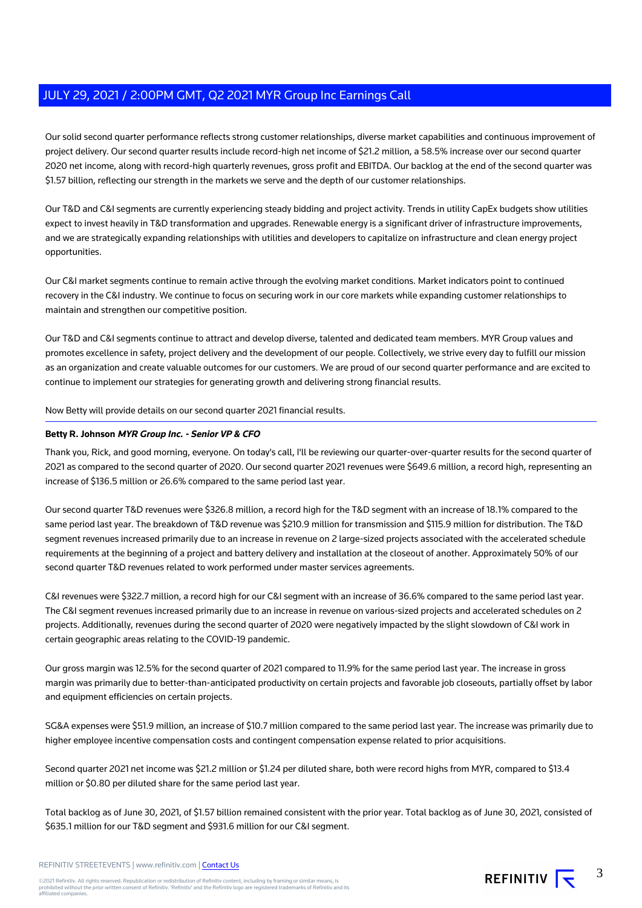Our solid second quarter performance reflects strong customer relationships, diverse market capabilities and continuous improvement of project delivery. Our second quarter results include record-high net income of $21.2 million, a 58.5% increase over our second quarter 2020 net income, along with record-high quarterly revenues, gross profit and EBITDA. Our backlog at the end of the second quarter was $1.57 billion, reflecting our strength in the markets we serve and the depth of our customer relationships.

Our T&D and C&I segments are currently experiencing steady bidding and project activity. Trends in utility CapEx budgets show utilities expect to invest heavily in T&D transformation and upgrades. Renewable energy is a significant driver of infrastructure improvements, and we are strategically expanding relationships with utilities and developers to capitalize on infrastructure and clean energy project opportunities.

Our C&I market segments continue to remain active through the evolving market conditions. Market indicators point to continued recovery in the C&I industry. We continue to focus on securing work in our core markets while expanding customer relationships to maintain and strengthen our competitive position.

Our T&D and C&I segments continue to attract and develop diverse, talented and dedicated team members. MYR Group values and promotes excellence in safety, project delivery and the development of our people. Collectively, we strive every day to fulfill our mission as an organization and create valuable outcomes for our customers. We are proud of our second quarter performance and are excited to continue to implement our strategies for generating growth and delivering strong financial results.

Now Betty will provide details on our second quarter 2021 financial results.

---

**Betty R. Johnson** ***MYR Group Inc. - Senior VP & CFO***

Thank you, Rick, and good morning, everyone. On today's call, I'll be reviewing our quarter-over-quarter results for the second quarter of 2021 as compared to the second quarter of 2020. Our second quarter 2021 revenues were $649.6 million, a record high, representing an increase of $136.5 million or 26.6% compared to the same period last year.

Our second quarter T&D revenues were $326.8 million, a record high for the T&D segment with an increase of 18.1% compared to the same period last year. The breakdown of T&D revenue was $210.9 million for transmission and $115.9 million for distribution. The T&D segment revenues increased primarily due to an increase in revenue on 2 large-sized projects associated with the accelerated schedule requirements at the beginning of a project and battery delivery and installation at the closeout of another. Approximately 50% of our second quarter T&D revenues related to work performed under master services agreements.

C&I revenues were $322.7 million, a record high for our C&I segment with an increase of 36.6% compared to the same period last year. The C&I segment revenues increased primarily due to an increase in revenue on various-sized projects and accelerated schedules on 2 projects. Additionally, revenues during the second quarter of 2020 were negatively impacted by the slight slowdown of C&I work in certain geographic areas relating to the COVID-19 pandemic.

Our gross margin was 12.5% for the second quarter of 2021 compared to 11.9% for the same period last year. The increase in gross margin was primarily due to better-than-anticipated productivity on certain projects and favorable job closeouts, partially offset by labor and equipment efficiencies on certain projects.

SG&A expenses were $51.9 million, an increase of $10.7 million compared to the same period last year. The increase was primarily due to higher employee incentive compensation costs and contingent compensation expense related to prior acquisitions.

Second quarter 2021 net income was $21.2 million or $1.24 per diluted share, both were record highs from MYR, compared to $13.4 million or $0.80 per diluted share for the same period last year.

Total backlog as of June 30, 2021, of $1.57 billion remained consistent with the prior year. Total backlog as of June 30, 2021, consisted of $635.1 million for our T&D segment and $931.6 million for our C&I segment.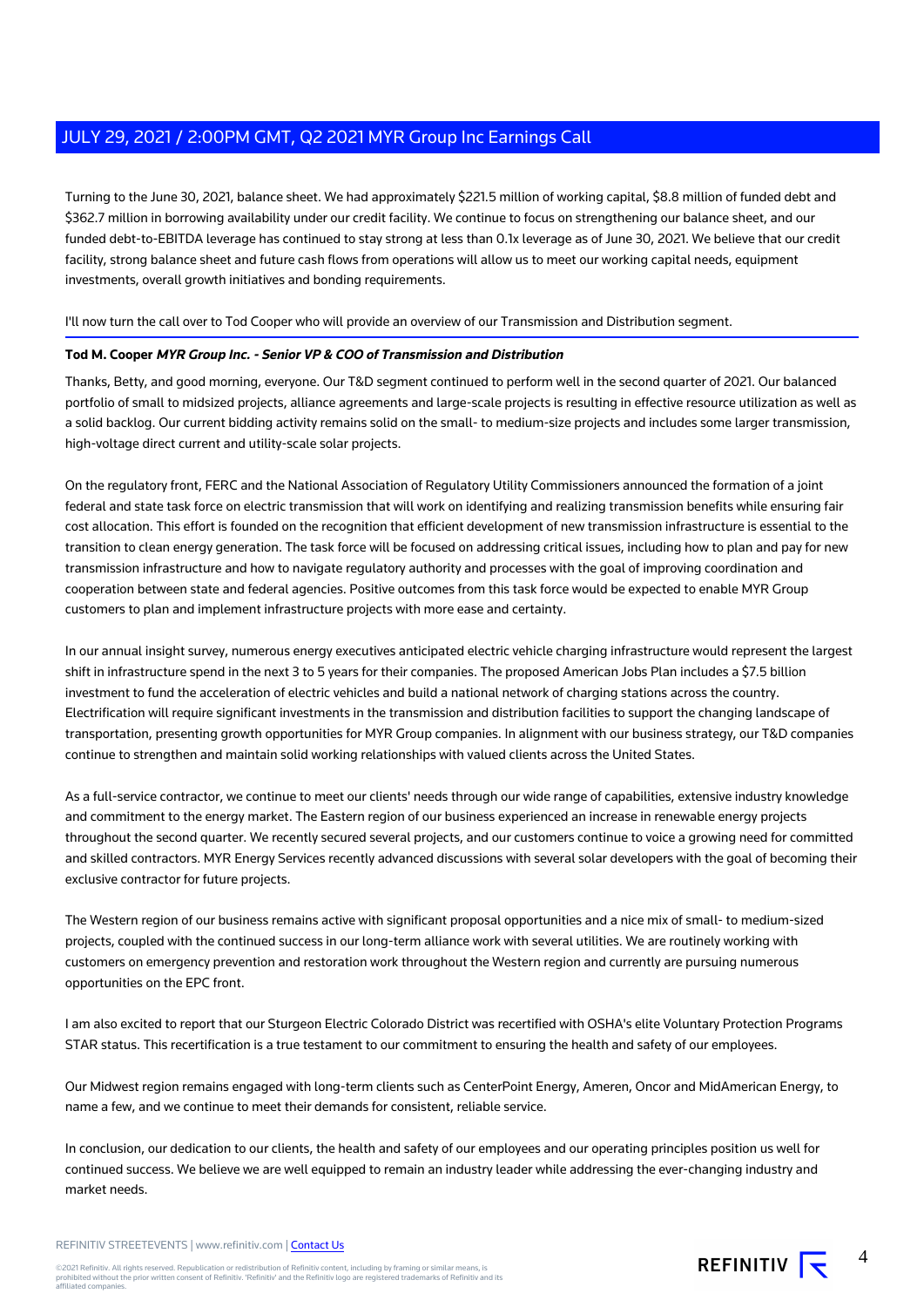Turning to the June 30, 2021, balance sheet. We had approximately $221.5 million of working capital, $8.8 million of funded debt and $362.7 million in borrowing availability under our credit facility. We continue to focus on strengthening our balance sheet, and our funded debt-to-EBITDA leverage has continued to stay strong at less than 0.1x leverage as of June 30, 2021. We believe that our credit facility, strong balance sheet and future cash flows from operations will allow us to meet our working capital needs, equipment investments, overall growth initiatives and bonding requirements.

I'll now turn the call over to Tod Cooper who will provide an overview of our Transmission and Distribution segment.

**Tod M. Cooper** ***MYR Group Inc. - Senior VP & COO of Transmission and Distribution***

Thanks, Betty, and good morning, everyone. Our T&D segment continued to perform well in the second quarter of 2021. Our balanced portfolio of small to midsized projects, alliance agreements and large-scale projects is resulting in effective resource utilization as well as a solid backlog. Our current bidding activity remains solid on the small- to medium-size projects and includes some larger transmission, high-voltage direct current and utility-scale solar projects.

On the regulatory front, FERC and the National Association of Regulatory Utility Commissioners announced the formation of a joint federal and state task force on electric transmission that will work on identifying and realizing transmission benefits while ensuring fair cost allocation. This effort is founded on the recognition that efficient development of new transmission infrastructure is essential to the transition to clean energy generation. The task force will be focused on addressing critical issues, including how to plan and pay for new transmission infrastructure and how to navigate regulatory authority and processes with the goal of improving coordination and cooperation between state and federal agencies. Positive outcomes from this task force would be expected to enable MYR Group customers to plan and implement infrastructure projects with more ease and certainty.

In our annual insight survey, numerous energy executives anticipated electric vehicle charging infrastructure would represent the largest shift in infrastructure spend in the next 3 to 5 years for their companies. The proposed American Jobs Plan includes a $7.5 billion investment to fund the acceleration of electric vehicles and build a national network of charging stations across the country. Electrification will require significant investments in the transmission and distribution facilities to support the changing landscape of transportation, presenting growth opportunities for MYR Group companies. In alignment with our business strategy, our T&D companies continue to strengthen and maintain solid working relationships with valued clients across the United States.

As a full-service contractor, we continue to meet our clients' needs through our wide range of capabilities, extensive industry knowledge and commitment to the energy market. The Eastern region of our business experienced an increase in renewable energy projects throughout the second quarter. We recently secured several projects, and our customers continue to voice a growing need for committed and skilled contractors. MYR Energy Services recently advanced discussions with several solar developers with the goal of becoming their exclusive contractor for future projects.

The Western region of our business remains active with significant proposal opportunities and a nice mix of small- to medium-sized projects, coupled with the continued success in our long-term alliance work with several utilities. We are routinely working with customers on emergency prevention and restoration work throughout the Western region and currently are pursuing numerous opportunities on the EPC front.

I am also excited to report that our Sturgeon Electric Colorado District was recertified with OSHA's elite Voluntary Protection Programs STAR status. This recertification is a true testament to our commitment to ensuring the health and safety of our employees.

Our Midwest region remains engaged with long-term clients such as CenterPoint Energy, Ameren, Oncor and MidAmerican Energy, to name a few, and we continue to meet their demands for consistent, reliable service.

In conclusion, our dedication to our clients, the health and safety of our employees and our operating principles position us well for continued success. We believe we are well equipped to remain an industry leader while addressing the ever-changing industry and market needs.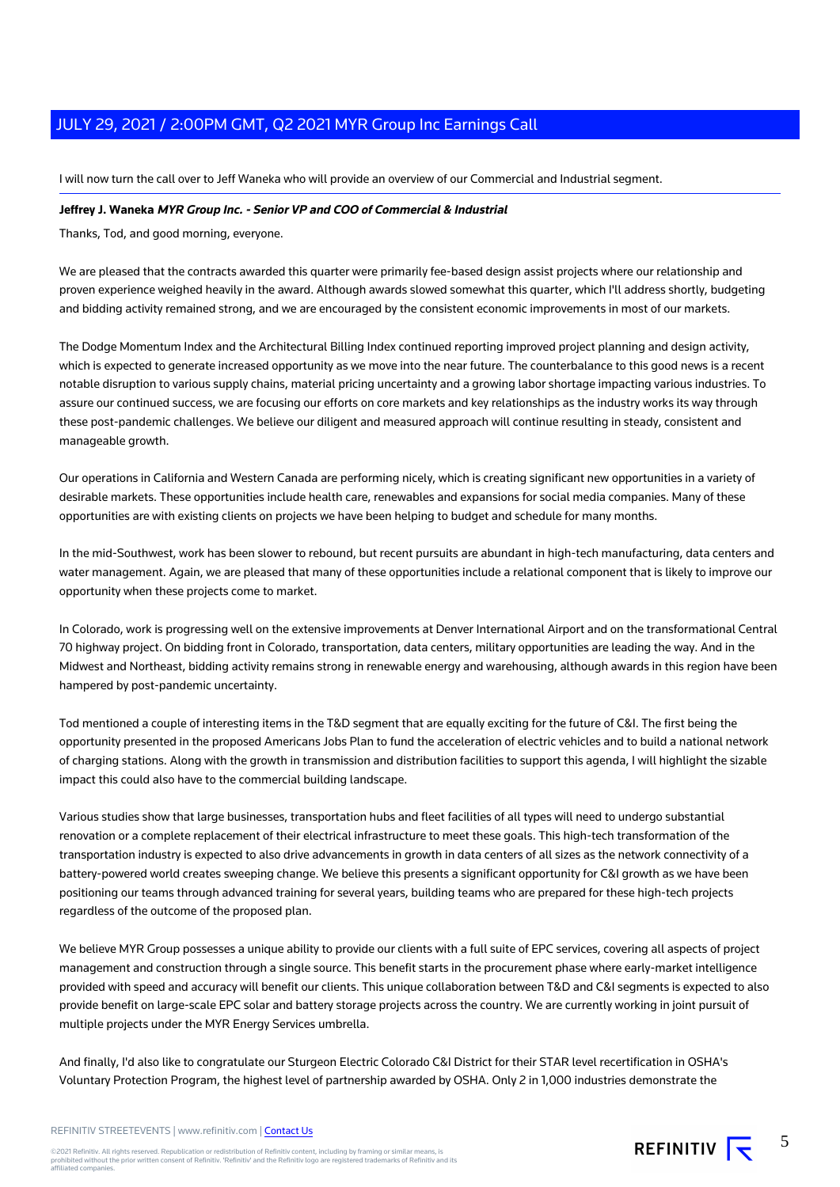I will now turn the call over to Jeff Waneka who will provide an overview of our Commercial and Industrial segment.

**Jeffrey J. Waneka** ***MYR Group Inc. - Senior VP and COO of Commercial & Industrial***

Thanks, Tod, and good morning, everyone.

We are pleased that the contracts awarded this quarter were primarily fee-based design assist projects where our relationship and proven experience weighed heavily in the award. Although awards slowed somewhat this quarter, which I'll address shortly, budgeting and bidding activity remained strong, and we are encouraged by the consistent economic improvements in most of our markets.

The Dodge Momentum Index and the Architectural Billing Index continued reporting improved project planning and design activity, which is expected to generate increased opportunity as we move into the near future. The counterbalance to this good news is a recent notable disruption to various supply chains, material pricing uncertainty and a growing labor shortage impacting various industries. To assure our continued success, we are focusing our efforts on core markets and key relationships as the industry works its way through these post-pandemic challenges. We believe our diligent and measured approach will continue resulting in steady, consistent and manageable growth.

Our operations in California and Western Canada are performing nicely, which is creating significant new opportunities in a variety of desirable markets. These opportunities include health care, renewables and expansions for social media companies. Many of these opportunities are with existing clients on projects we have been helping to budget and schedule for many months.

In the mid-Southwest, work has been slower to rebound, but recent pursuits are abundant in high-tech manufacturing, data centers and water management. Again, we are pleased that many of these opportunities include a relational component that is likely to improve our opportunity when these projects come to market.

In Colorado, work is progressing well on the extensive improvements at Denver International Airport and on the transformational Central 70 highway project. On bidding front in Colorado, transportation, data centers, military opportunities are leading the way. And in the Midwest and Northeast, bidding activity remains strong in renewable energy and warehousing, although awards in this region have been hampered by post-pandemic uncertainty.

Tod mentioned a couple of interesting items in the T&D segment that are equally exciting for the future of C&I. The first being the opportunity presented in the proposed Americans Jobs Plan to fund the acceleration of electric vehicles and to build a national network of charging stations. Along with the growth in transmission and distribution facilities to support this agenda, I will highlight the sizable impact this could also have to the commercial building landscape.

Various studies show that large businesses, transportation hubs and fleet facilities of all types will need to undergo substantial renovation or a complete replacement of their electrical infrastructure to meet these goals. This high-tech transformation of the transportation industry is expected to also drive advancements in growth in data centers of all sizes as the network connectivity of a battery-powered world creates sweeping change. We believe this presents a significant opportunity for C&I growth as we have been positioning our teams through advanced training for several years, building teams who are prepared for these high-tech projects regardless of the outcome of the proposed plan.

We believe MYR Group possesses a unique ability to provide our clients with a full suite of EPC services, covering all aspects of project management and construction through a single source. This benefit starts in the procurement phase where early-market intelligence provided with speed and accuracy will benefit our clients. This unique collaboration between T&D and C&I segments is expected to also provide benefit on large-scale EPC solar and battery storage projects across the country. We are currently working in joint pursuit of multiple projects under the MYR Energy Services umbrella.

And finally, I'd also like to congratulate our Sturgeon Electric Colorado C&I District for their STAR level recertification in OSHA's Voluntary Protection Program, the highest level of partnership awarded by OSHA. Only 2 in 1,000 industries demonstrate the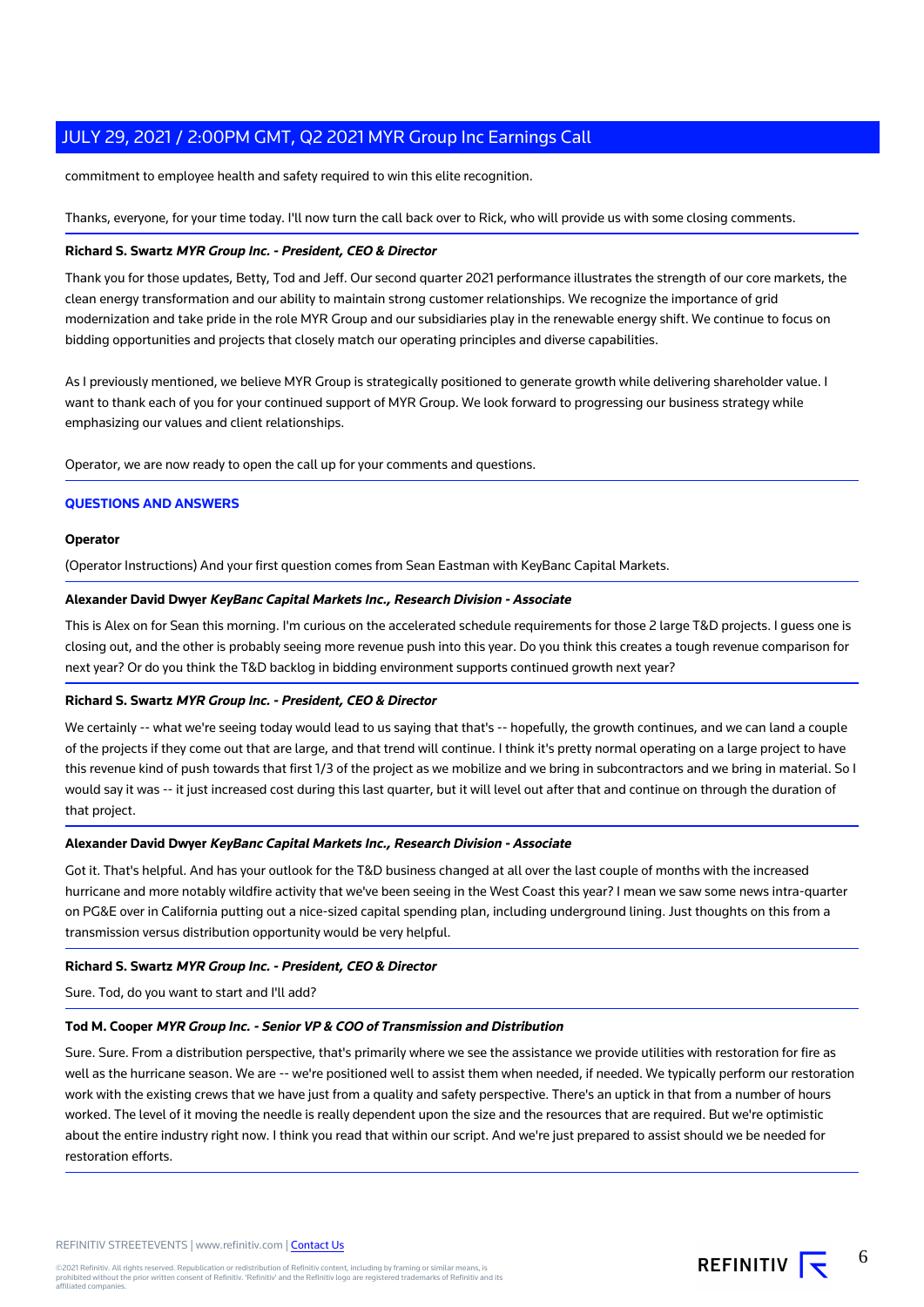commitment to employee health and safety required to win this elite recognition.

Thanks, everyone, for your time today. I'll now turn the call back over to Rick, who will provide us with some closing comments.

**Richard S. Swartz** ***MYR Group Inc. - President, CEO & Director***

Thank you for those updates, Betty, Tod and Jeff. Our second quarter 2021 performance illustrates the strength of our core markets, the clean energy transformation and our ability to maintain strong customer relationships. We recognize the importance of grid modernization and take pride in the role MYR Group and our subsidiaries play in the renewable energy shift. We continue to focus on bidding opportunities and projects that closely match our operating principles and diverse capabilities.

As I previously mentioned, we believe MYR Group is strategically positioned to generate growth while delivering shareholder value. I want to thank each of you for your continued support of MYR Group. We look forward to progressing our business strategy while emphasizing our values and client relationships.

Operator, we are now ready to open the call up for your comments and questions.

## QUESTIONS AND ANSWERS

**Operator**

(Operator Instructions) And your first question comes from Sean Eastman with KeyBanc Capital Markets.

**Alexander David Dwyer** ***KeyBanc Capital Markets Inc., Research Division - Associate***

This is Alex on for Sean this morning. I'm curious on the accelerated schedule requirements for those 2 large T&D projects. I guess one is closing out, and the other is probably seeing more revenue push into this year. Do you think this creates a tough revenue comparison for next year? Or do you think the T&D backlog in bidding environment supports continued growth next year?

**Richard S. Swartz** ***MYR Group Inc. - President, CEO & Director***

We certainly -- what we're seeing today would lead to us saying that that's -- hopefully, the growth continues, and we can land a couple of the projects if they come out that are large, and that trend will continue. I think it's pretty normal operating on a large project to have this revenue kind of push towards that first 1/3 of the project as we mobilize and we bring in subcontractors and we bring in material. So I would say it was -- it just increased cost during this last quarter, but it will level out after that and continue on through the duration of that project.

**Alexander David Dwyer** ***KeyBanc Capital Markets Inc., Research Division - Associate***

Got it. That's helpful. And has your outlook for the T&D business changed at all over the last couple of months with the increased hurricane and more notably wildfire activity that we've been seeing in the West Coast this year? I mean we saw some news intra-quarter on PG&E over in California putting out a nice-sized capital spending plan, including underground lining. Just thoughts on this from a transmission versus distribution opportunity would be very helpful.

**Richard S. Swartz** ***MYR Group Inc. - President, CEO & Director***

Sure. Tod, do you want to start and I'll add?

**Tod M. Cooper** ***MYR Group Inc. - Senior VP & COO of Transmission and Distribution***

Sure. Sure. From a distribution perspective, that's primarily where we see the assistance we provide utilities with restoration for fire as well as the hurricane season. We are -- we're positioned well to assist them when needed, if needed. We typically perform our restoration work with the existing crews that we have just from a quality and safety perspective. There's an uptick in that from a number of hours worked. The level of it moving the needle is really dependent upon the size and the resources that are required. But we're optimistic about the entire industry right now. I think you read that within our script. And we're just prepared to assist should we be needed for restoration efforts.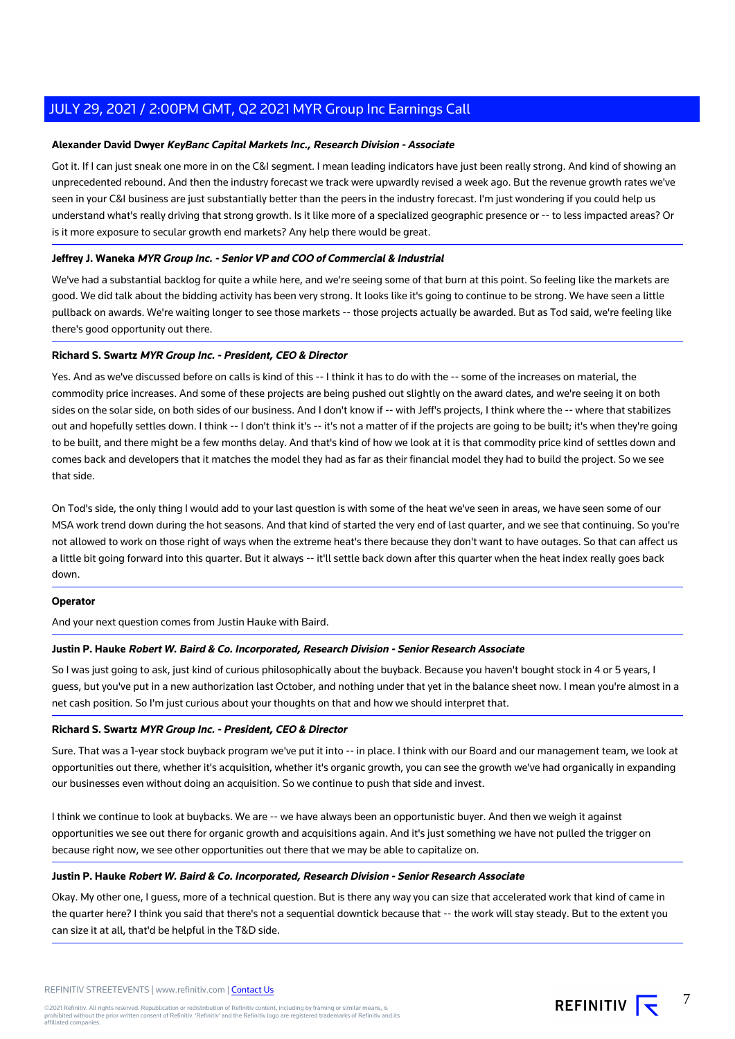**Alexander David Dwyer** ***KeyBanc Capital Markets Inc., Research Division - Associate***

Got it. If I can just sneak one more in on the C&I segment. I mean leading indicators have just been really strong. And kind of showing an unprecedented rebound. And then the industry forecast we track were upwardly revised a week ago. But the revenue growth rates we've seen in your C&I business are just substantially better than the peers in the industry forecast. I'm just wondering if you could help us understand what's really driving that strong growth. Is it like more of a specialized geographic presence or -- to less impacted areas? Or is it more exposure to secular growth end markets? Any help there would be great.

**Jeffrey J. Waneka** ***MYR Group Inc. - Senior VP and COO of Commercial & Industrial***

We've had a substantial backlog for quite a while here, and we're seeing some of that burn at this point. So feeling like the markets are good. We did talk about the bidding activity has been very strong. It looks like it's going to continue to be strong. We have seen a little pullback on awards. We're waiting longer to see those markets -- those projects actually be awarded. But as Tod said, we're feeling like there's good opportunity out there.

**Richard S. Swartz** ***MYR Group Inc. - President, CEO & Director***

Yes. And as we've discussed before on calls is kind of this -- I think it has to do with the -- some of the increases on material, the commodity price increases. And some of these projects are being pushed out slightly on the award dates, and we're seeing it on both sides on the solar side, on both sides of our business. And I don't know if -- with Jeff's projects, I think where the -- where that stabilizes out and hopefully settles down. I think -- I don't think it's -- it's not a matter of if the projects are going to be built; it's when they're going to be built, and there might be a few months delay. And that's kind of how we look at it is that commodity price kind of settles down and comes back and developers that it matches the model they had as far as their financial model they had to build the project. So we see that side.

On Tod's side, the only thing I would add to your last question is with some of the heat we've seen in areas, we have seen some of our MSA work trend down during the hot seasons. And that kind of started the very end of last quarter, and we see that continuing. So you're not allowed to work on those right of ways when the extreme heat's there because they don't want to have outages. So that can affect us a little bit going forward into this quarter. But it always -- it'll settle back down after this quarter when the heat index really goes back down.

**Operator**

And your next question comes from Justin Hauke with Baird.

**Justin P. Hauke** ***Robert W. Baird & Co. Incorporated, Research Division - Senior Research Associate***

So I was just going to ask, just kind of curious philosophically about the buyback. Because you haven't bought stock in 4 or 5 years, I guess, but you've put in a new authorization last October, and nothing under that yet in the balance sheet now. I mean you're almost in a net cash position. So I'm just curious about your thoughts on that and how we should interpret that.

**Richard S. Swartz** ***MYR Group Inc. - President, CEO & Director***

Sure. That was a 1-year stock buyback program we've put it into -- in place. I think with our Board and our management team, we look at opportunities out there, whether it's acquisition, whether it's organic growth, you can see the growth we've had organically in expanding our businesses even without doing an acquisition. So we continue to push that side and invest.

I think we continue to look at buybacks. We are -- we have always been an opportunistic buyer. And then we weigh it against opportunities we see out there for organic growth and acquisitions again. And it's just something we have not pulled the trigger on because right now, we see other opportunities out there that we may be able to capitalize on.

**Justin P. Hauke** ***Robert W. Baird & Co. Incorporated, Research Division - Senior Research Associate***

Okay. My other one, I guess, more of a technical question. But is there any way you can size that accelerated work that kind of came in the quarter here? I think you said that there's not a sequential downtick because that -- the work will stay steady. But to the extent you can size it at all, that'd be helpful in the T&D side.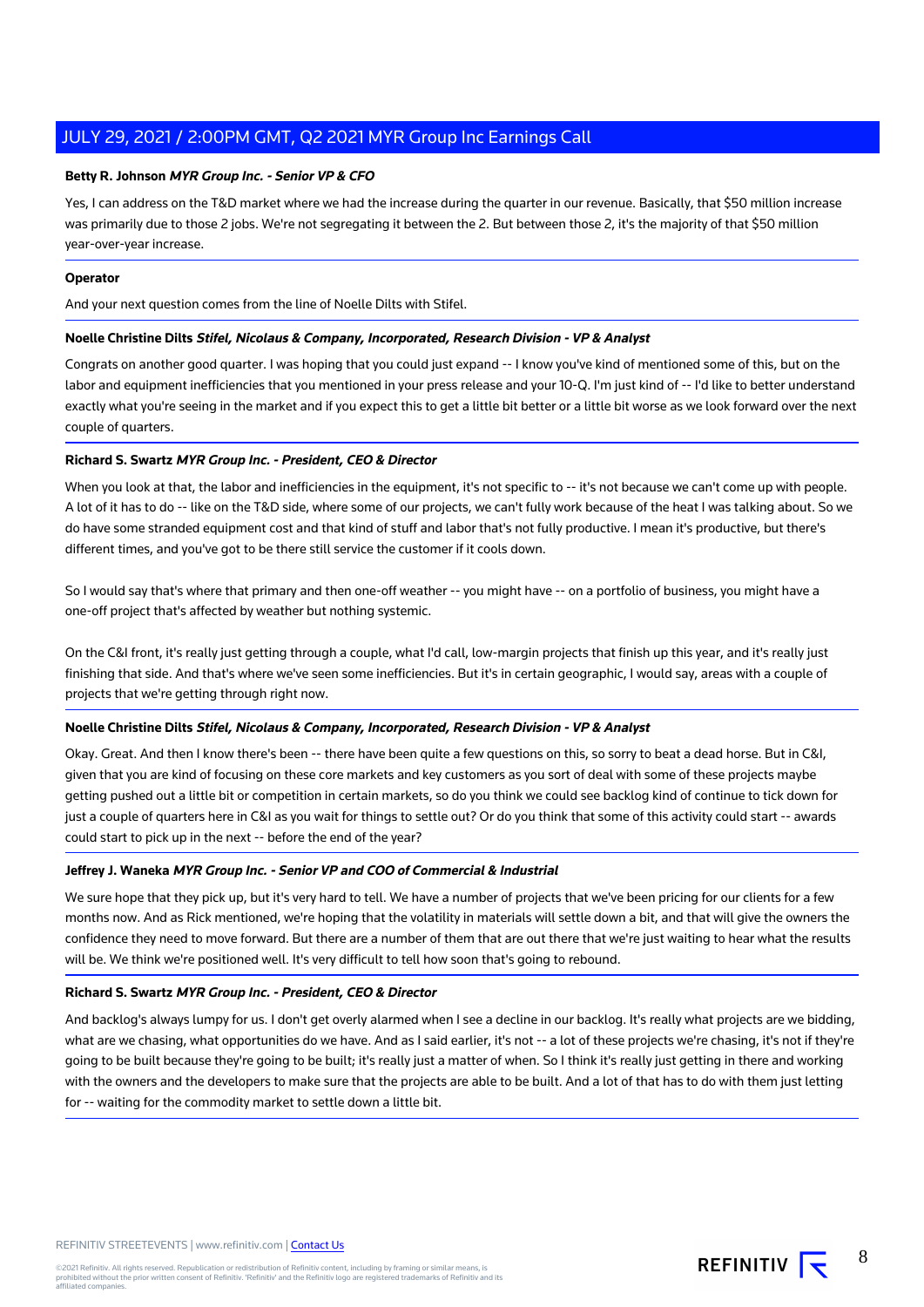**Betty R. Johnson** ***MYR Group Inc. - Senior VP & CFO***

Yes, I can address on the T&D market where we had the increase during the quarter in our revenue. Basically, that $50 million increase was primarily due to those 2 jobs. We're not segregating it between the 2. But between those 2, it's the majority of that $50 million year-over-year increase.

**Operator**

And your next question comes from the line of Noelle Dilts with Stifel.

**Noelle Christine Dilts** ***Stifel, Nicolaus & Company, Incorporated, Research Division - VP & Analyst***

Congrats on another good quarter. I was hoping that you could just expand -- I know you've kind of mentioned some of this, but on the labor and equipment inefficiencies that you mentioned in your press release and your 10-Q. I'm just kind of -- I'd like to better understand exactly what you're seeing in the market and if you expect this to get a little bit better or a little bit worse as we look forward over the next couple of quarters.

**Richard S. Swartz** ***MYR Group Inc. - President, CEO & Director***

When you look at that, the labor and inefficiencies in the equipment, it's not specific to -- it's not because we can't come up with people. A lot of it has to do -- like on the T&D side, where some of our projects, we can't fully work because of the heat I was talking about. So we do have some stranded equipment cost and that kind of stuff and labor that's not fully productive. I mean it's productive, but there's different times, and you've got to be there still service the customer if it cools down.

So I would say that's where that primary and then one-off weather -- you might have -- on a portfolio of business, you might have a one-off project that's affected by weather but nothing systemic.

On the C&I front, it's really just getting through a couple, what I'd call, low-margin projects that finish up this year, and it's really just finishing that side. And that's where we've seen some inefficiencies. But it's in certain geographic, I would say, areas with a couple of projects that we're getting through right now.

**Noelle Christine Dilts** ***Stifel, Nicolaus & Company, Incorporated, Research Division - VP & Analyst***

Okay. Great. And then I know there's been -- there have been quite a few questions on this, so sorry to beat a dead horse. But in C&I, given that you are kind of focusing on these core markets and key customers as you sort of deal with some of these projects maybe getting pushed out a little bit or competition in certain markets, so do you think we could see backlog kind of continue to tick down for just a couple of quarters here in C&I as you wait for things to settle out? Or do you think that some of this activity could start -- awards could start to pick up in the next -- before the end of the year?

**Jeffrey J. Waneka** ***MYR Group Inc. - Senior VP and COO of Commercial & Industrial***

We sure hope that they pick up, but it's very hard to tell. We have a number of projects that we've been pricing for our clients for a few months now. And as Rick mentioned, we're hoping that the volatility in materials will settle down a bit, and that will give the owners the confidence they need to move forward. But there are a number of them that are out there that we're just waiting to hear what the results will be. We think we're positioned well. It's very difficult to tell how soon that's going to rebound.

**Richard S. Swartz** ***MYR Group Inc. - President, CEO & Director***

And backlog's always lumpy for us. I don't get overly alarmed when I see a decline in our backlog. It's really what projects are we bidding, what are we chasing, what opportunities do we have. And as I said earlier, it's not -- a lot of these projects we're chasing, it's not if they're going to be built because they're going to be built; it's really just a matter of when. So I think it's really just getting in there and working with the owners and the developers to make sure that the projects are able to be built. And a lot of that has to do with them just letting for -- waiting for the commodity market to settle down a little bit.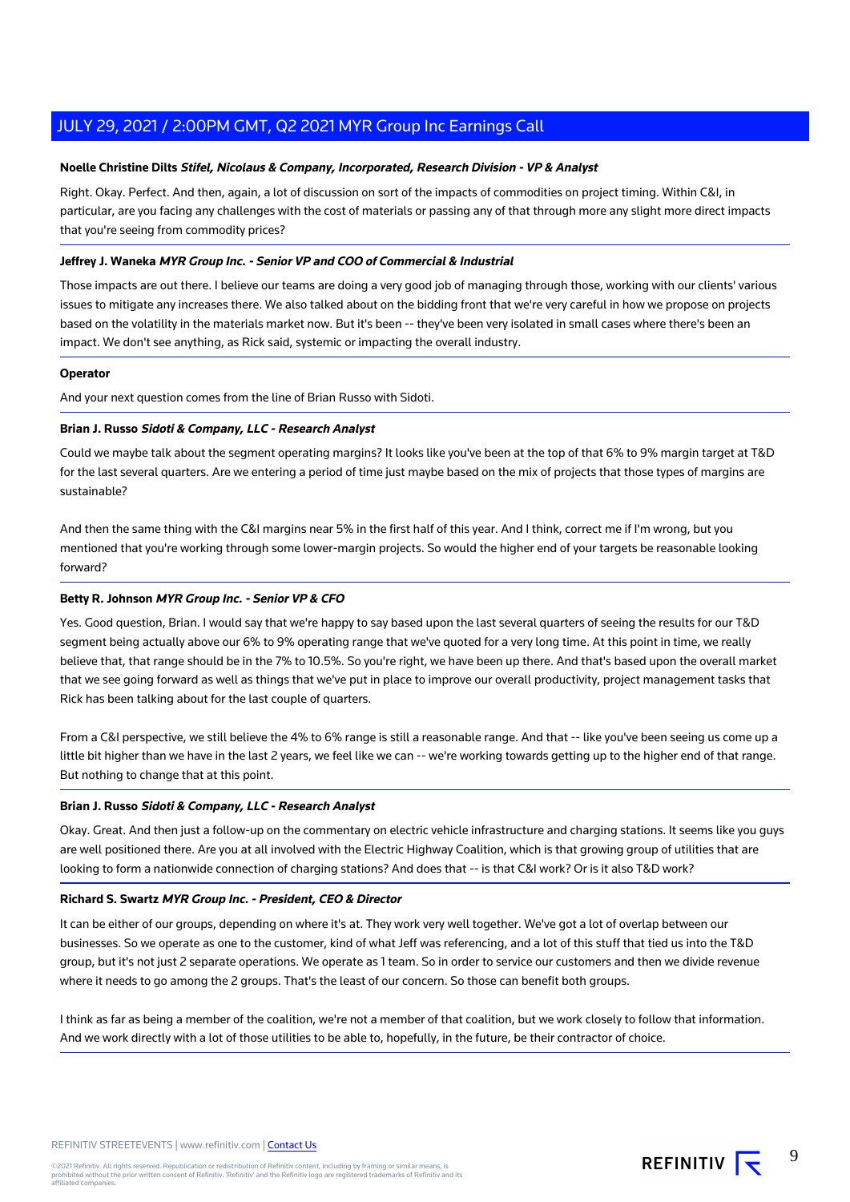**Noelle Christine Dilts** ***Stifel, Nicolaus & Company, Incorporated, Research Division - VP & Analyst***

Right. Okay. Perfect. And then, again, a lot of discussion on sort of the impacts of commodities on project timing. Within C&I, in particular, are you facing any challenges with the cost of materials or passing any of that through more any slight more direct impacts that you're seeing from commodity prices?

---

**Jeffrey J. Waneka** ***MYR Group Inc. - Senior VP and COO of Commercial & Industrial***

Those impacts are out there. I believe our teams are doing a very good job of managing through those, working with our clients' various issues to mitigate any increases there. We also talked about on the bidding front that we're very careful in how we propose on projects based on the volatility in the materials market now. But it's been -- they've been very isolated in small cases where there's been an impact. We don't see anything, as Rick said, systemic or impacting the overall industry.

---

**Operator**

And your next question comes from the line of Brian Russo with Sidoti.

---

**Brian J. Russo** ***Sidoti & Company, LLC - Research Analyst***

Could we maybe talk about the segment operating margins? It looks like you've been at the top of that 6% to 9% margin target at T&D for the last several quarters. Are we entering a period of time just maybe based on the mix of projects that those types of margins are sustainable?

And then the same thing with the C&I margins near 5% in the first half of this year. And I think, correct me if I'm wrong, but you mentioned that you're working through some lower-margin projects. So would the higher end of your targets be reasonable looking forward?

---

**Betty R. Johnson** ***MYR Group Inc. - Senior VP & CFO***

Yes. Good question, Brian. I would say that we're happy to say based upon the last several quarters of seeing the results for our T&D segment being actually above our 6% to 9% operating range that we've quoted for a very long time. At this point in time, we really believe that, that range should be in the 7% to 10.5%. So you're right, we have been up there. And that's based upon the overall market that we see going forward as well as things that we've put in place to improve our overall productivity, project management tasks that Rick has been talking about for the last couple of quarters.

From a C&I perspective, we still believe the 4% to 6% range is still a reasonable range. And that -- like you've been seeing us come up a little bit higher than we have in the last 2 years, we feel like we can -- we're working towards getting up to the higher end of that range. But nothing to change that at this point.

---

**Brian J. Russo** ***Sidoti & Company, LLC - Research Analyst***

Okay. Great. And then just a follow-up on the commentary on electric vehicle infrastructure and charging stations. It seems like you guys are well positioned there. Are you at all involved with the Electric Highway Coalition, which is that growing group of utilities that are looking to form a nationwide connection of charging stations? And does that -- is that C&I work? Or is it also T&D work?

---

**Richard S. Swartz** ***MYR Group Inc. - President, CEO & Director***

It can be either of our groups, depending on where it's at. They work very well together. We've got a lot of overlap between our businesses. So we operate as one to the customer, kind of what Jeff was referencing, and a lot of this stuff that tied us into the T&D group, but it's not just 2 separate operations. We operate as 1 team. So in order to service our customers and then we divide revenue where it needs to go among the 2 groups. That's the least of our concern. So those can benefit both groups.

I think as far as being a member of the coalition, we're not a member of that coalition, but we work closely to follow that information. And we work directly with a lot of those utilities to be able to, hopefully, in the future, be their contractor of choice.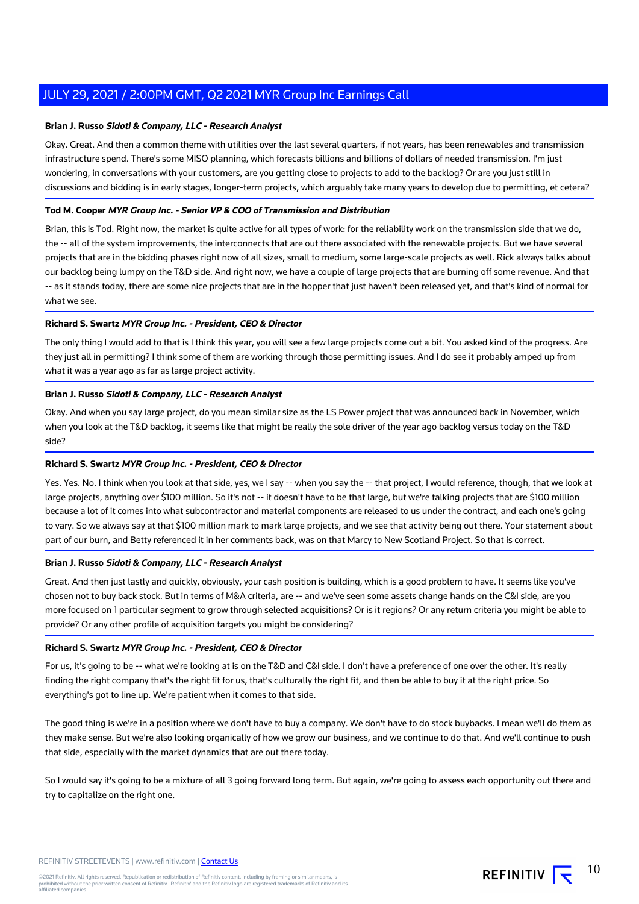**Brian J. Russo** ***Sidoti & Company, LLC - Research Analyst***

Okay. Great. And then a common theme with utilities over the last several quarters, if not years, has been renewables and transmission infrastructure spend. There's some MISO planning, which forecasts billions and billions of dollars of needed transmission. I'm just wondering, in conversations with your customers, are you getting close to projects to add to the backlog? Or are you just still in discussions and bidding is in early stages, longer-term projects, which arguably take many years to develop due to permitting, et cetera?

**Tod M. Cooper** ***MYR Group Inc. - Senior VP & COO of Transmission and Distribution***

Brian, this is Tod. Right now, the market is quite active for all types of work: for the reliability work on the transmission side that we do, the -- all of the system improvements, the interconnects that are out there associated with the renewable projects. But we have several projects that are in the bidding phases right now of all sizes, small to medium, some large-scale projects as well. Rick always talks about our backlog being lumpy on the T&D side. And right now, we have a couple of large projects that are burning off some revenue. And that -- as it stands today, there are some nice projects that are in the hopper that just haven't been released yet, and that's kind of normal for what we see.

**Richard S. Swartz** ***MYR Group Inc. - President, CEO & Director***

The only thing I would add to that is I think this year, you will see a few large projects come out a bit. You asked kind of the progress. Are they just all in permitting? I think some of them are working through those permitting issues. And I do see it probably amped up from what it was a year ago as far as large project activity.

**Brian J. Russo** ***Sidoti & Company, LLC - Research Analyst***

Okay. And when you say large project, do you mean similar size as the LS Power project that was announced back in November, which when you look at the T&D backlog, it seems like that might be really the sole driver of the year ago backlog versus today on the T&D side?

**Richard S. Swartz** ***MYR Group Inc. - President, CEO & Director***

Yes. Yes. No. I think when you look at that side, yes, we I say -- when you say the -- that project, I would reference, though, that we look at large projects, anything over $100 million. So it's not -- it doesn't have to be that large, but we're talking projects that are $100 million because a lot of it comes into what subcontractor and material components are released to us under the contract, and each one's going to vary. So we always say at that $100 million mark to mark large projects, and we see that activity being out there. Your statement about part of our burn, and Betty referenced it in her comments back, was on that Marcy to New Scotland Project. So that is correct.

**Brian J. Russo** ***Sidoti & Company, LLC - Research Analyst***

Great. And then just lastly and quickly, obviously, your cash position is building, which is a good problem to have. It seems like you've chosen not to buy back stock. But in terms of M&A criteria, are -- and we've seen some assets change hands on the C&I side, are you more focused on 1 particular segment to grow through selected acquisitions? Or is it regions? Or any return criteria you might be able to provide? Or any other profile of acquisition targets you might be considering?

**Richard S. Swartz** ***MYR Group Inc. - President, CEO & Director***

For us, it's going to be -- what we're looking at is on the T&D and C&I side. I don't have a preference of one over the other. It's really finding the right company that's the right fit for us, that's culturally the right fit, and then be able to buy it at the right price. So everything's got to line up. We're patient when it comes to that side.

The good thing is we're in a position where we don't have to buy a company. We don't have to do stock buybacks. I mean we'll do them as they make sense. But we're also looking organically of how we grow our business, and we continue to do that. And we'll continue to push that side, especially with the market dynamics that are out there today.

So I would say it's going to be a mixture of all 3 going forward long term. But again, we're going to assess each opportunity out there and try to capitalize on the right one.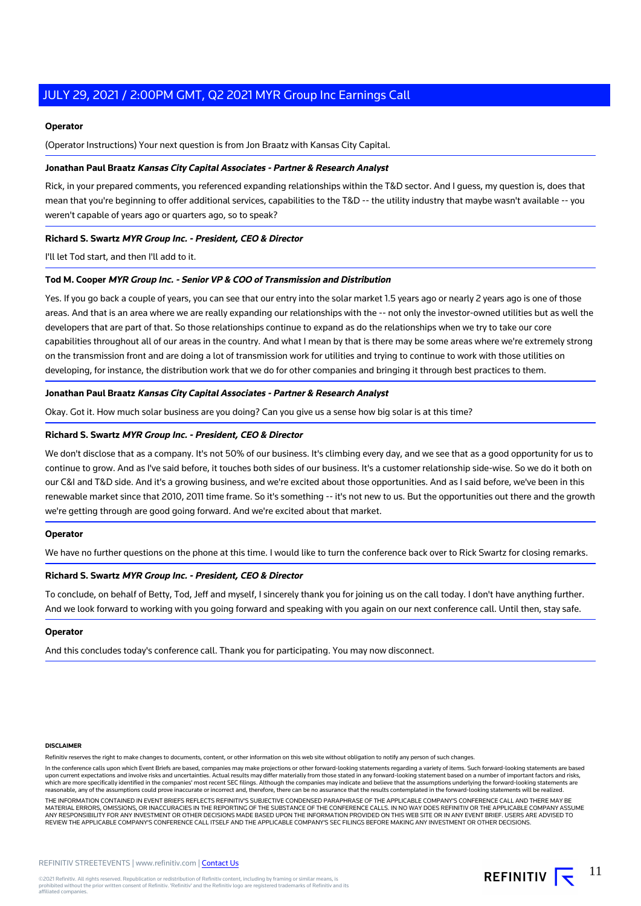**Operator**

(Operator Instructions) Your next question is from Jon Braatz with Kansas City Capital.

**Jonathan Paul Braatz** ***Kansas City Capital Associates - Partner & Research Analyst***

Rick, in your prepared comments, you referenced expanding relationships within the T&D sector. And I guess, my question is, does that mean that you're beginning to offer additional services, capabilities to the T&D -- the utility industry that maybe wasn't available -- you weren't capable of years ago or quarters ago, so to speak?

**Richard S. Swartz** ***MYR Group Inc. - President, CEO & Director***

I'll let Tod start, and then I'll add to it.

**Tod M. Cooper** ***MYR Group Inc. - Senior VP & COO of Transmission and Distribution***

Yes. If you go back a couple of years, you can see that our entry into the solar market 1.5 years ago or nearly 2 years ago is one of those areas. And that is an area where we are really expanding our relationships with the -- not only the investor-owned utilities but as well the developers that are part of that. So those relationships continue to expand as do the relationships when we try to take our core capabilities throughout all of our areas in the country. And what I mean by that is there may be some areas where we're extremely strong on the transmission front and are doing a lot of transmission work for utilities and trying to continue to work with those utilities on developing, for instance, the distribution work that we do for other companies and bringing it through best practices to them.

**Jonathan Paul Braatz** ***Kansas City Capital Associates - Partner & Research Analyst***

Okay. Got it. How much solar business are you doing? Can you give us a sense how big solar is at this time?

**Richard S. Swartz** ***MYR Group Inc. - President, CEO & Director***

We don't disclose that as a company. It's not 50% of our business. It's climbing every day, and we see that as a good opportunity for us to continue to grow. And as I've said before, it touches both sides of our business. It's a customer relationship side-wise. So we do it both on our C&I and T&D side. And it's a growing business, and we're excited about those opportunities. And as I said before, we've been in this renewable market since that 2010, 2011 time frame. So it's something -- it's not new to us. But the opportunities out there and the growth we're getting through are good going forward. And we're excited about that market.

**Operator**

We have no further questions on the phone at this time. I would like to turn the conference back over to Rick Swartz for closing remarks.

**Richard S. Swartz** ***MYR Group Inc. - President, CEO & Director***

To conclude, on behalf of Betty, Tod, Jeff and myself, I sincerely thank you for joining us on the call today. I don't have anything further. And we look forward to working with you going forward and speaking with you again on our next conference call. Until then, stay safe.

**Operator**

And this concludes today's conference call. Thank you for participating. You may now disconnect.

**DISCLAIMER**

Refinitiv reserves the right to make changes to documents, content, or other information on this web site without obligation to notify any person of such changes.

In the conference calls upon which Event Briefs are based, companies may make projections or other forward-looking statements regarding a variety of items. Such forward-looking statements are based upon current expectations and involve risks and uncertainties. Actual results may differ materially from those stated in any forward-looking statement based on a number of important factors and risks, which are more specifically identified in the companies' most recent SEC filings. Although the companies may indicate and believe that the assumptions underlying the forward-looking statements are reasonable, any of the assumptions could prove inaccurate or incorrect and, therefore, there can be no assurance that the results contemplated in the forward-looking statements will be realized.

THE INFORMATION CONTAINED IN EVENT BRIEFS REFLECTS REFINITIV'S SUBJECTIVE CONDENSED PARAPHRASE OF THE APPLICABLE COMPANY'S CONFERENCE CALL AND THERE MAY BE MATERIAL ERRORS, OMISSIONS, OR INACCURACIES IN THE REPORTING OF THE SUBSTANCE OF THE CONFERENCE CALLS. IN NO WAY DOES REFINITIV OR THE APPLICABLE COMPANY ASSUME ANY RESPONSIBILITY FOR ANY INVESTMENT OR OTHER DECISIONS MADE BASED UPON THE INFORMATION PROVIDED ON THIS WEB SITE OR IN ANY EVENT BRIEF. USERS ARE ADVISED TO REVIEW THE APPLICABLE COMPANY'S CONFERENCE CALL ITSELF AND THE APPLICABLE COMPANY'S SEC FILINGS BEFORE MAKING ANY INVESTMENT OR OTHER DECISIONS.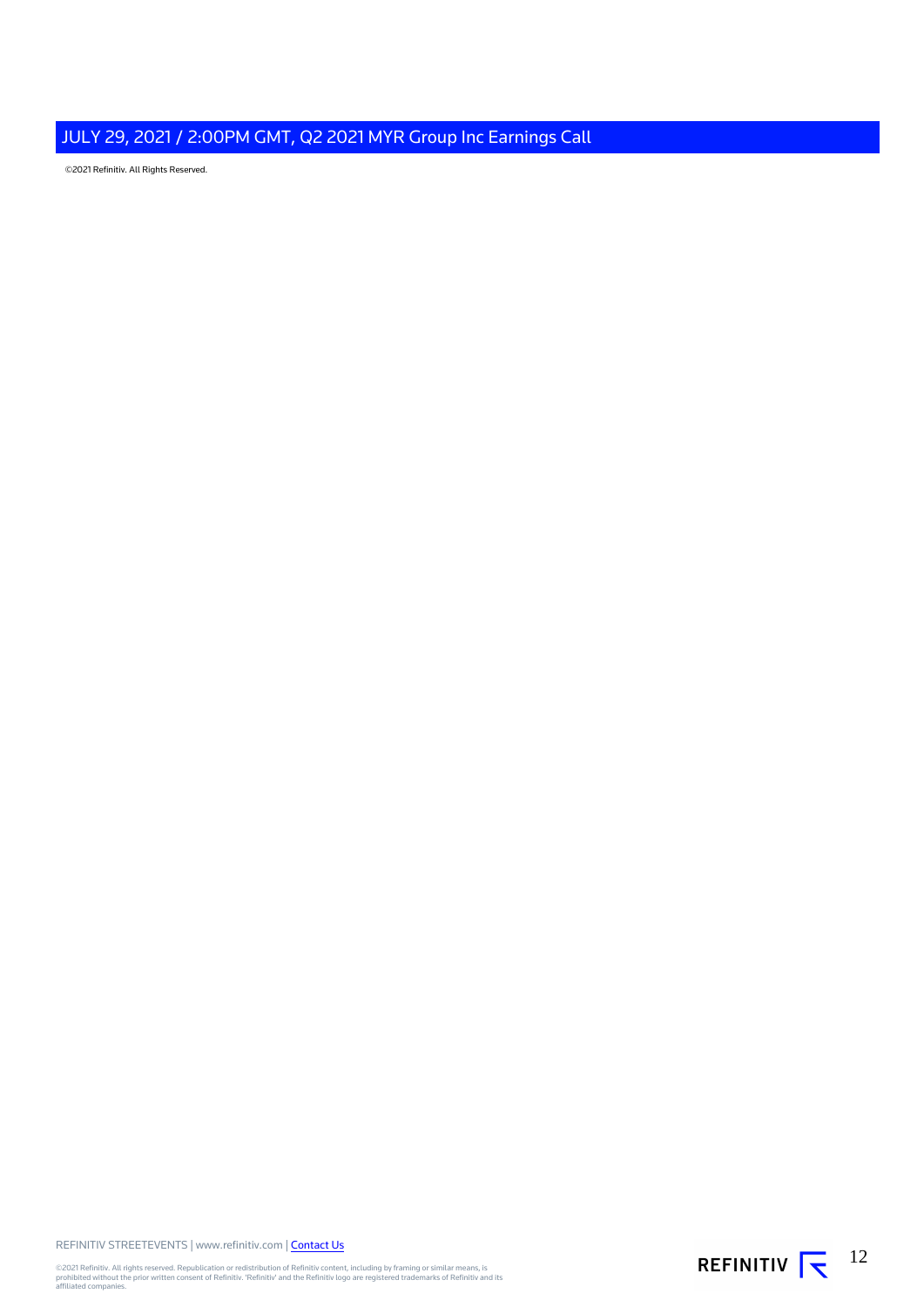©2021 Refinitiv. All Rights Reserved.